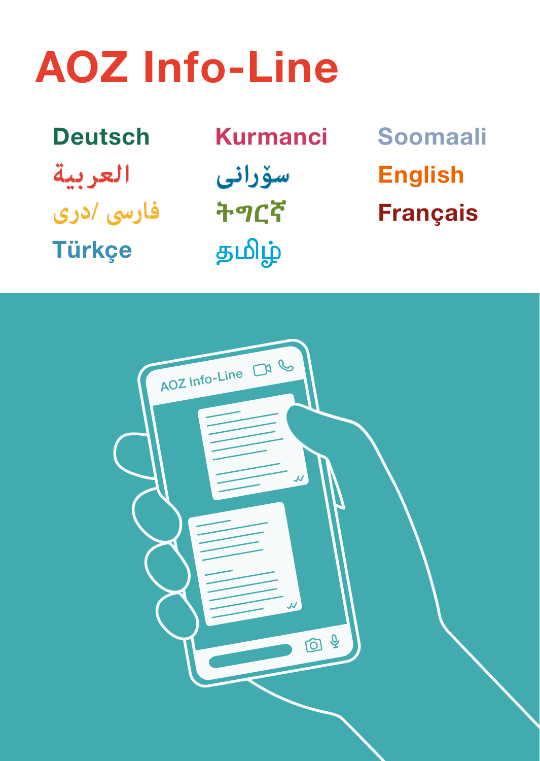# AOZ Info-Line

Deutsch

العربية

فارسی /دری

Türkçe

Kurmanci

سۆرانی

ትግርኛ

தமிழ்

Soomaali

English

Français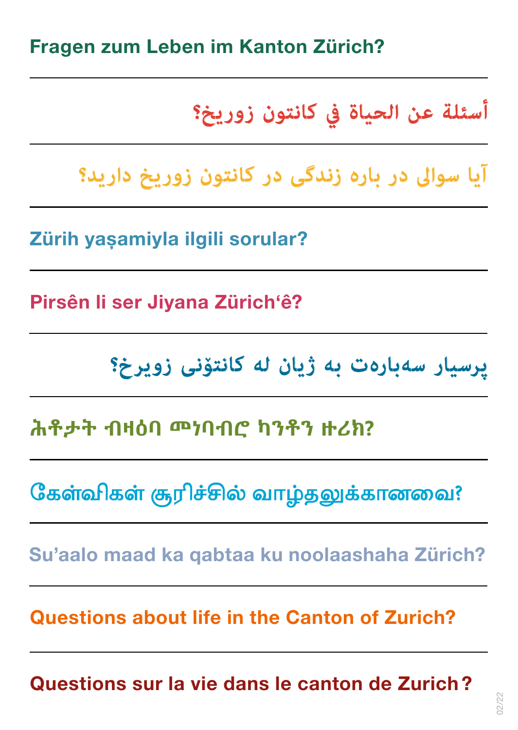**Fragen zum Leben im Kanton Zürich?**

---

**أسئلة عن الحياة في كانتون زوريخ؟**

---

**آیا سوالی در باره زندگی در کانتون زوریخ دارید؟**

---

**Zürih yaşamiyla ilgili sorular?**

---

**Pirsên li ser Jiyana Zürich'ê?**

---

**پرسیار سەبارەت بە ژیان لە کانتۆنی زویرخ؟**

---

**ሕቶታት ብዛዕባ መነባብሮ ካንቶን ዙሪክ?**

---

**கேள்விகள் சூரிச்சில் வாழ்தலுக்கானவை?**

---

**Su'aalo maad ka qabtaa ku noolaashaha Zürich?**

---

**Questions about life in the Canton of Zurich?**

---

**Questions sur la vie dans le canton de Zurich ?**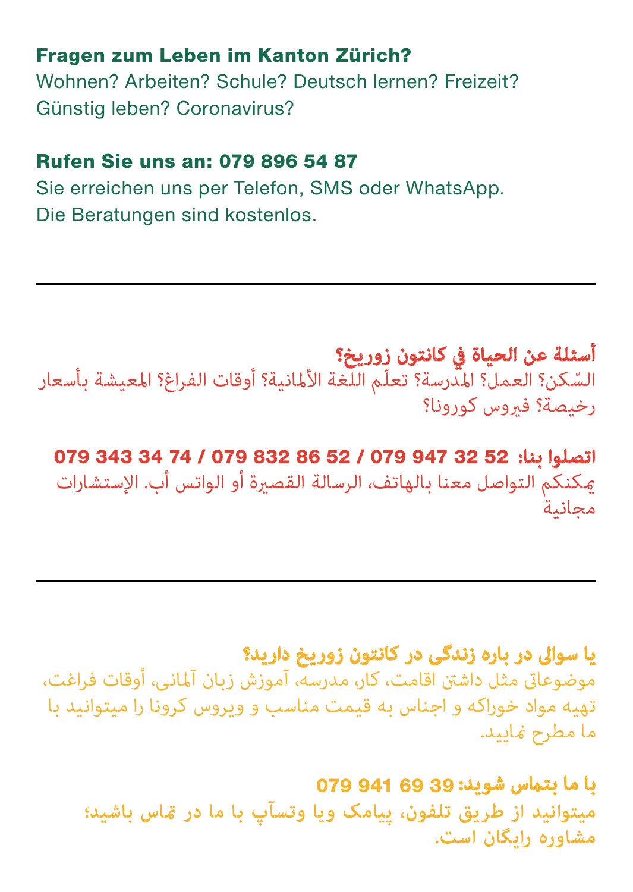**Fragen zum Leben im Kanton Zürich?**
Wohnen? Arbeiten? Schule? Deutsch lernen? Freizeit?
Günstig leben? Coronavirus?

**Rufen Sie uns an: 079 896 54 87**
Sie erreichen uns per Telefon, SMS oder WhatsApp.
Die Beratungen sind kostenlos.

---

**أسئلة عن الحياة في كانتون زوريخ؟**
السّكن؟ العمل؟ المدرسة؟ تعلّم اللغة الألمانية؟ أوقات الفراغ؟ المعيشة بأسعار رخيصة؟ فيروس كورونا؟

**اتصلوا بنا: 52 32 947 079 / 52 86 832 079 / 74 34 343 079**
يمكنكم التواصل معنا بالهاتف، الرسالة القصيرة أو الواتس أب. الإستشارات مجانية

---

**یا سوالی در باره زندگی در کانتون زوریخ دارید؟**
موضوعاتی مثل داشتن اقامت، کار، مدرسه، آموزش زبان آلمانی، أوقات فراغت، تهیه مواد خوراکه و اجناس به قیمت مناسب و ویروس کرونا را میتوانید با ما مطرح نمایید.

**با ما بتماس شوید: 39 69 941 079**
**میتوانید از طریق تلفون، پیامک ویا وتسآپ با ما در تماس باشید؛ مشاوره رایگان است.**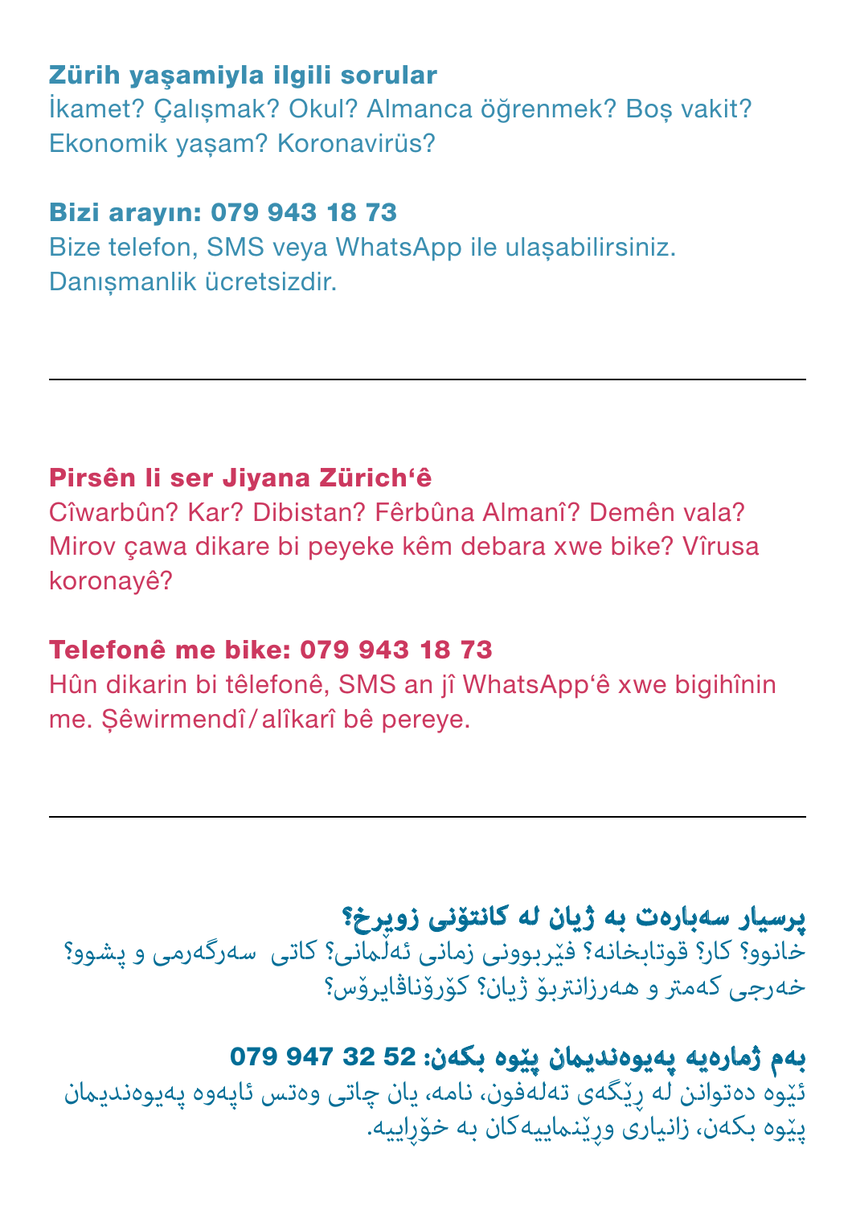**Zürih yaşamiyla ilgili sorular**
İkamet? Çalışmak? Okul? Almanca öğrenmek? Boş vakit? Ekonomik yaşam? Koronavirüs?

**Bizi arayın: 079 943 18 73**
Bize telefon, SMS veya WhatsApp ile ulaşabilirsiniz. Danışmanlik ücretsizdir.

---

**Pirsên li ser Jiyana Zürich'ê**
Cîwarbûn? Kar? Dibistan? Fêrbûna Almanî? Demên vala? Mirov çawa dikare bi peyeke kêm debara xwe bike? Vîrusa koronayê?

**Telefonê me bike: 079 943 18 73**
Hûn dikarin bi têlefonê, SMS an jî WhatsApp'ê xwe bigihînin me. Şêwirmendî/alîkarî bê pereye.

---

**پرسیار سەبارەت بە ژیان لە کانتۆنی زویرخ؟**
خانوو؟ کار؟ قوتابخانە؟ فێربوونی زمانی ئەڵمانی؟ کاتی سەرگەرمی و پشوو؟ خەرجی کەمتر و هەرزانتربۆ ژیان؟ کۆرۆناڤایرۆس؟

**بەم ژمارەیە پەیوەندیمان پێوە بکەن: 52 32 947 079**
ئێوە دەتوانن لە ڕێگەی تەلەفون، نامە، یان چاتی وەتس ئاپەوە پەیوەندیمان پێوە بکەن، زانیاری وڕێنماییەکان بە خۆڕاییە.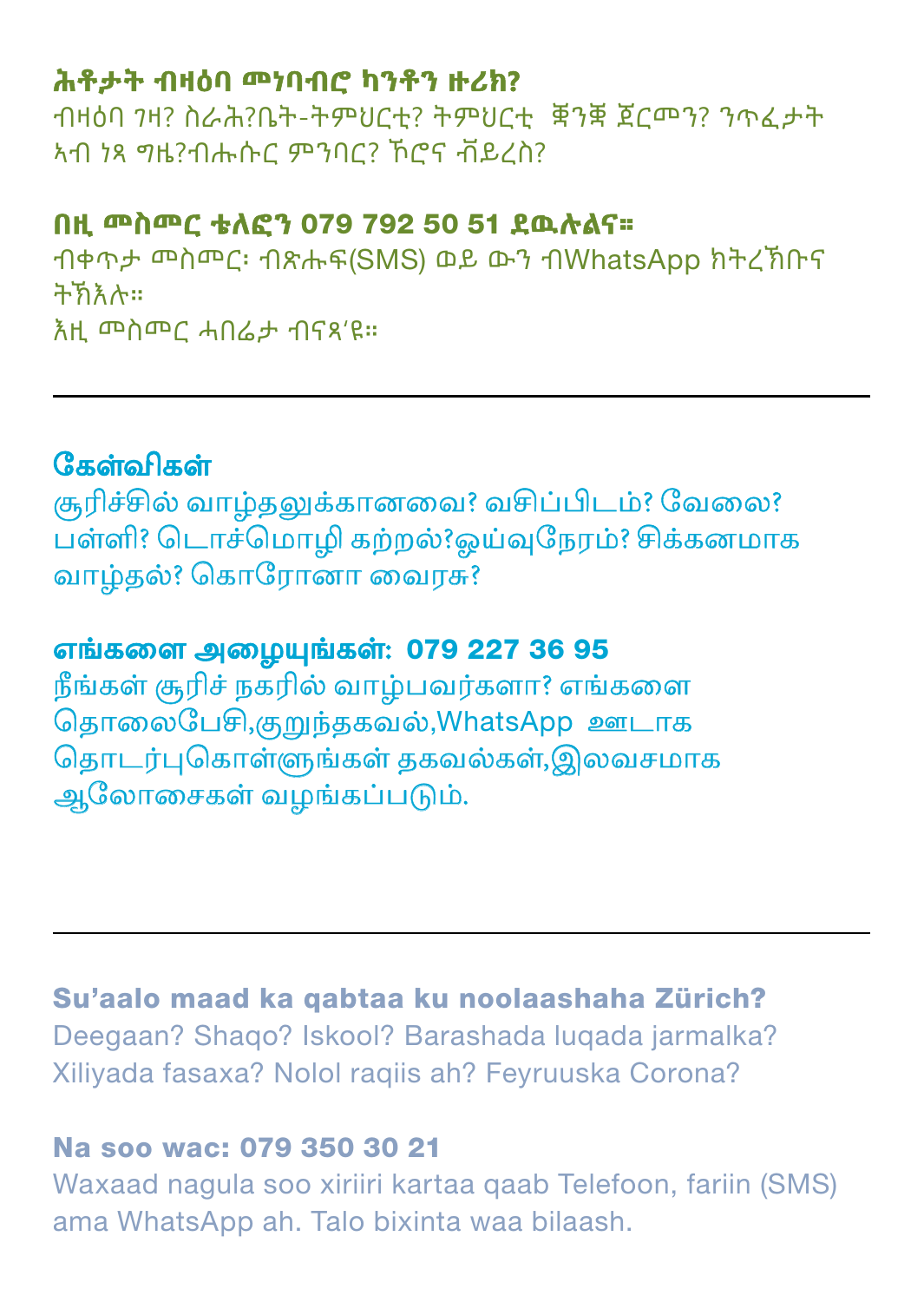**ሕቶታት ብዛዕባ መነባብሮ ካንቶን ዙሪክ?**
ብዛዕባ ገዛ? ስራሕ?ቤት-ትምህርቲ? ትምህርቲ ቛንቛ ጀርመን? ንጥፈታት ኣብ ነጻ ግዜ?ብሑሱር ምንባር? ኮሮና ቫይረስ?

**በዚ መስመር ቴለፎን 079 792 50 51 ደዉሉልና።**
ብቀጥታ መስመር፡ ብጽሑፍ(SMS) ወይ ውን ብWhatsApp ክትረኽቡና ትኽእሉ።
እዚ መስመር ሓበሬታ ብናጻ'ዩ።

---

**கேள்விகள்**
சூரிச்சில் வாழ்தலுக்கானவை? வசிப்பிடம்? வேலை? பள்ளி? டொச்மொழி கற்றல்?ஓய்வுநேரம்? சிக்கனமாக வாழ்தல்? கொரோனா வைரசு?

**எங்களை அழையுங்கள்: 079 227 36 95**
நீங்கள் சூரிச் நகரில் வாழ்பவர்களா? எங்களை தொலைபேசி,குறுந்தகவல்,WhatsApp ஊடாக தொடர்புகொள்ளுங்கள் தகவல்கள்,இலவசமாக ஆலோசைகள் வழங்கப்படும்.

---

**Su'aalo maad ka qabtaa ku noolaashaha Zürich?**
Deegaan? Shaqo? Iskool? Barashada luqada jarmalka? Xiliyada fasaxa? Nolol raqiis ah? Feyruuska Corona?

**Na soo wac: 079 350 30 21**
Waxaad nagula soo xiriiri kartaa qaab Telefoon, fariin (SMS) ama WhatsApp ah. Talo bixinta waa bilaash.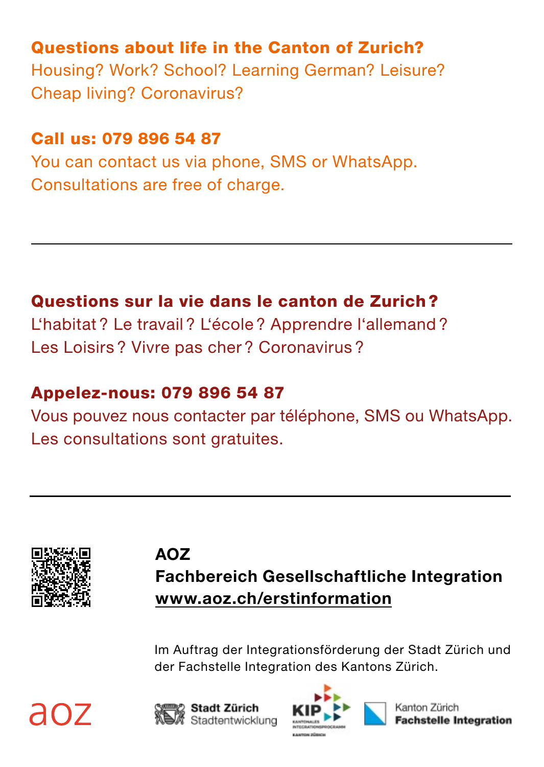**Questions about life in the Canton of Zurich?**
Housing? Work? School? Learning German? Leisure?
Cheap living? Coronavirus?

**Call us: 079 896 54 87**
You can contact us via phone, SMS or WhatsApp.
Consultations are free of charge.

---

**Questions sur la vie dans le canton de Zurich ?**
L'habitat ? Le travail ? L'école ? Apprendre l'allemand ?
Les Loisirs ? Vivre pas cher ? Coronavirus ?

**Appelez-nous: 079 896 54 87**
Vous pouvez nous contacter par téléphone, SMS ou WhatsApp.
Les consultations sont gratuites.

---

**AOZ**
**Fachbereich Gesellschaftliche Integration**
**www.aoz.ch/erstinformation**

Im Auftrag der Integrationsförderung der Stadt Zürich und der Fachstelle Integration des Kantons Zürich.

aoz

**Stadt Zürich**
Stadtentwicklung

KIP Kantonales Integrationsprogramm Kanton Zürich

Kanton Zürich
**Fachstelle Integration**